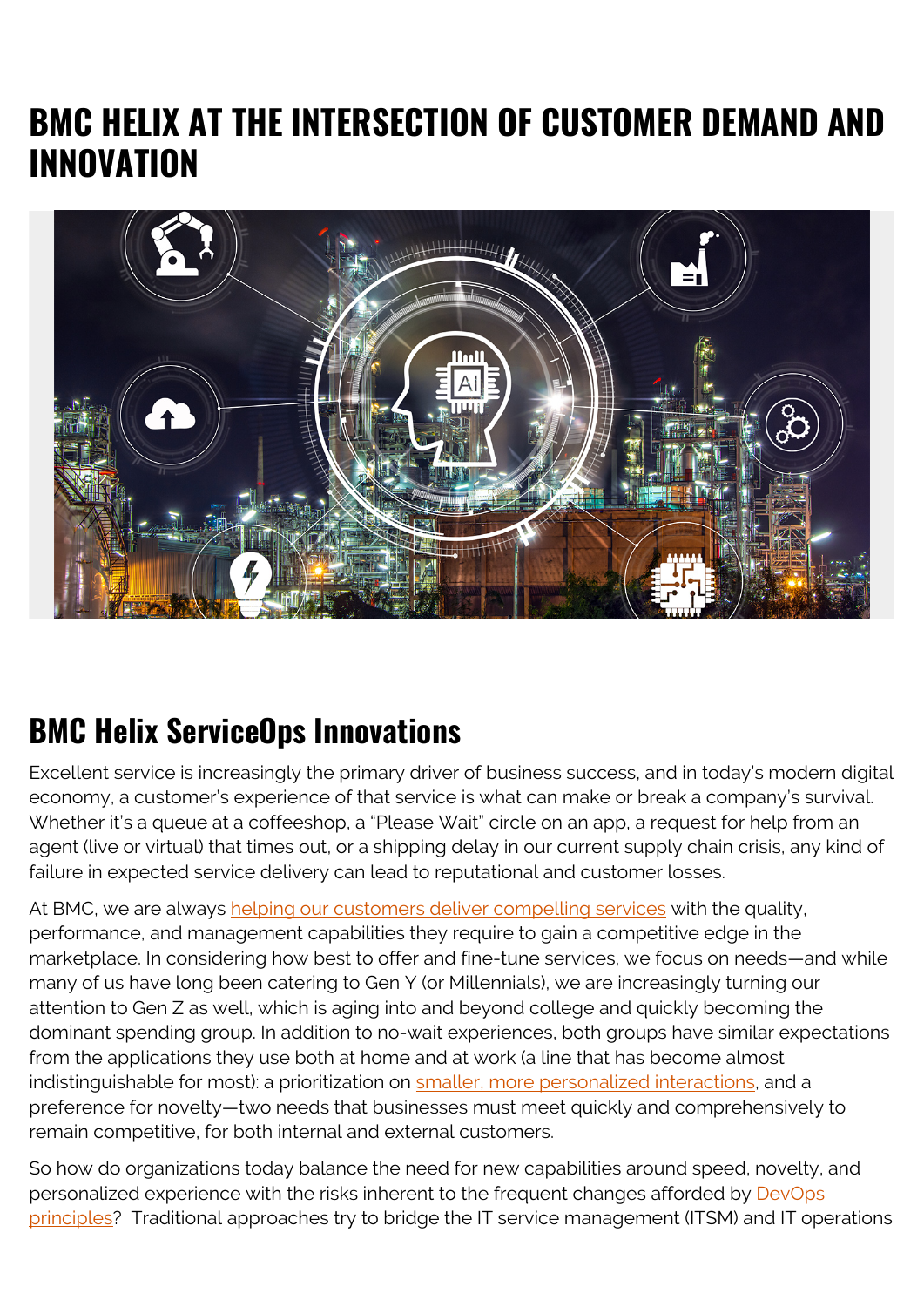# BMC HELIX AT THE INTERSECTION OF CUSTOMER DEMAND AND INNOVATION

## BMC Helix ServiceOps Innovations

Excellent service is increasingly the primary driver of business success, and in today's modern digital economy, a customer's experience of that service is what can make or break a company's survival. Whether it's a queue at a coffeeshop, a "Please Wait" circle on an app, a request for help from an agent (live or virtual) that times out, or a shipping delay in our current supply chain crisis, any kind of failure in expected service delivery can lead to reputational and customer losses.

At BMC, we are always helping our customers deliver compelling services with the quality, performance, and management capabilities they require to gain a competitive edge in the marketplace. In considering how best to offer and fine-tune services, we focus on needs—and while many of us have long been catering to Gen Y (or Millennials), we are increasingly turning our attention to Gen Z as well, which is aging into and beyond college and quickly becoming the dominant spending group. In addition to no-wait experiences, both groups have similar expectations from the applications they use both at home and at work (a line that has become almost indistinguishable for most): a prioritization on smaller, more personalized interactions, and a preference for novelty—two needs that businesses must meet quickly and comprehensively to remain competitive, for both internal and external customers.

So how do organizations today balance the need for new capabilities around speed, novelty, and personalized experience with the risks inherent to the frequent changes afforded by DevOps principles? Traditional approaches try to bridge the IT service management (ITSM) and IT operations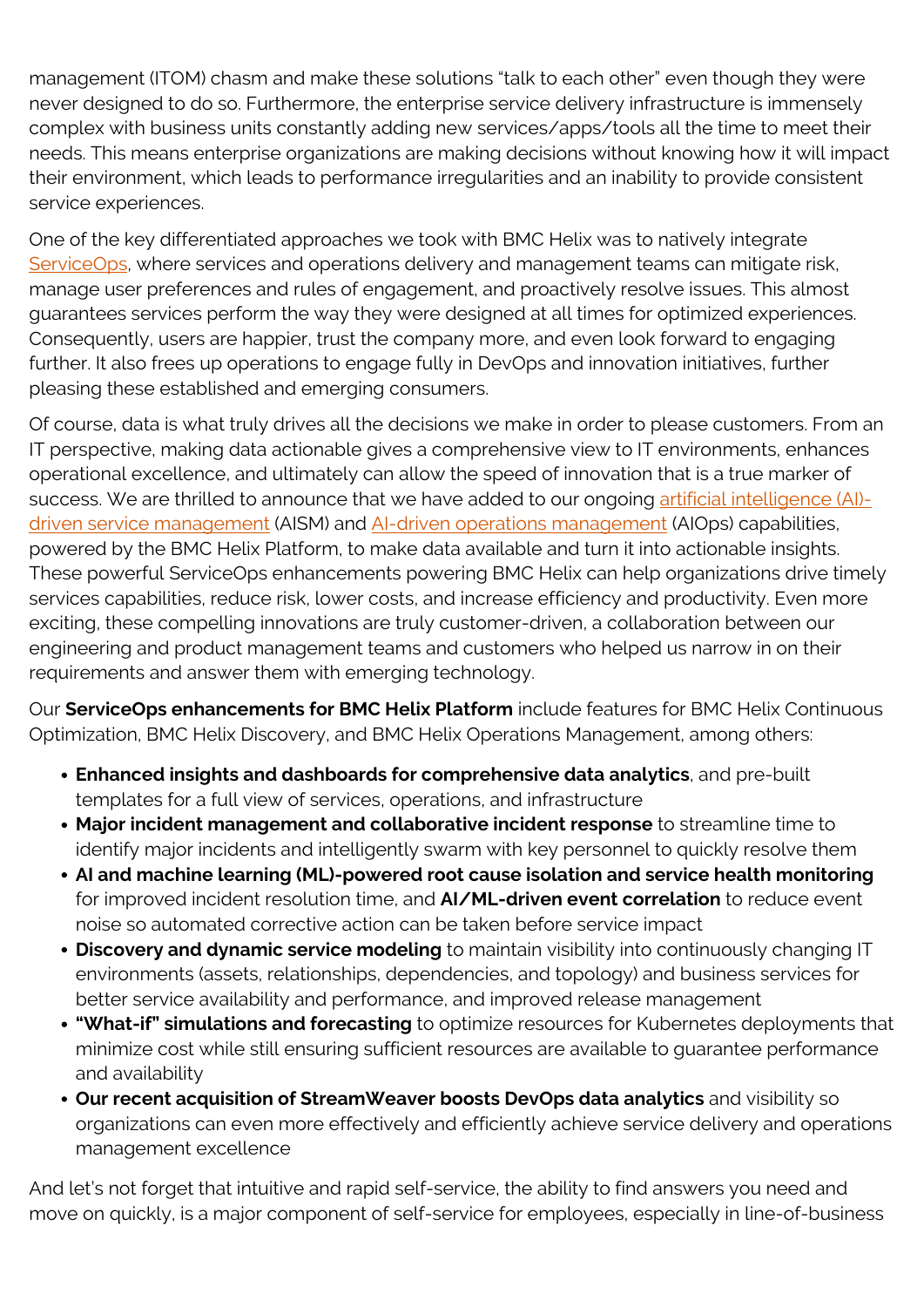management (ITOM) chasm and make these solutions "talk to each other" even though they were never designed to do so. Furthermore, the enterprise service delivery infrastructure is immensely complex with business units constantly adding new services/apps/tools all the time to meet their needs. This means enterprise organizations are making decisions without knowing how it will impact their environment, which leads to performance irregularities and an inability to provide consistent service experiences.

One of the key differentiated approaches we took with BMC Helix was to natively integrate ServiceOps, where services and operations delivery and management teams can mitigate risk, manage user preferences and rules of engagement, and proactively resolve issues. This almost guarantees services perform the way they were designed at all times for optimized experiences. Consequently, users are happier, trust the company more, and even look forward to engaging further. It also frees up operations to engage fully in DevOps and innovation initiatives, further pleasing these established and emerging consumers.

Of course, data is what truly drives all the decisions we make in order to please customers. From an IT perspective, making data actionable gives a comprehensive view to IT environments, enhances operational excellence, and ultimately can allow the speed of innovation that is a true marker of success. We are thrilled to announce that we have added to our ongoing artificial intelligence (AI)-driven service management (AISM) and AI-driven operations management (AIOps) capabilities, powered by the BMC Helix Platform, to make data available and turn it into actionable insights. These powerful ServiceOps enhancements powering BMC Helix can help organizations drive timely services capabilities, reduce risk, lower costs, and increase efficiency and productivity. Even more exciting, these compelling innovations are truly customer-driven, a collaboration between our engineering and product management teams and customers who helped us narrow in on their requirements and answer them with emerging technology.

Our **ServiceOps enhancements for BMC Helix Platform** include features for BMC Helix Continuous Optimization, BMC Helix Discovery, and BMC Helix Operations Management, among others:

- **Enhanced insights and dashboards for comprehensive data analytics**, and pre-built templates for a full view of services, operations, and infrastructure
- **Major incident management and collaborative incident response** to streamline time to identify major incidents and intelligently swarm with key personnel to quickly resolve them
- **AI and machine learning (ML)-powered root cause isolation and service health monitoring** for improved incident resolution time, and **AI/ML-driven event correlation** to reduce event noise so automated corrective action can be taken before service impact
- **Discovery and dynamic service modeling** to maintain visibility into continuously changing IT environments (assets, relationships, dependencies, and topology) and business services for better service availability and performance, and improved release management
- **"What-if" simulations and forecasting** to optimize resources for Kubernetes deployments that minimize cost while still ensuring sufficient resources are available to guarantee performance and availability
- **Our recent acquisition of StreamWeaver boosts DevOps data analytics** and visibility so organizations can even more effectively and efficiently achieve service delivery and operations management excellence

And let's not forget that intuitive and rapid self-service, the ability to find answers you need and move on quickly, is a major component of self-service for employees, especially in line-of-business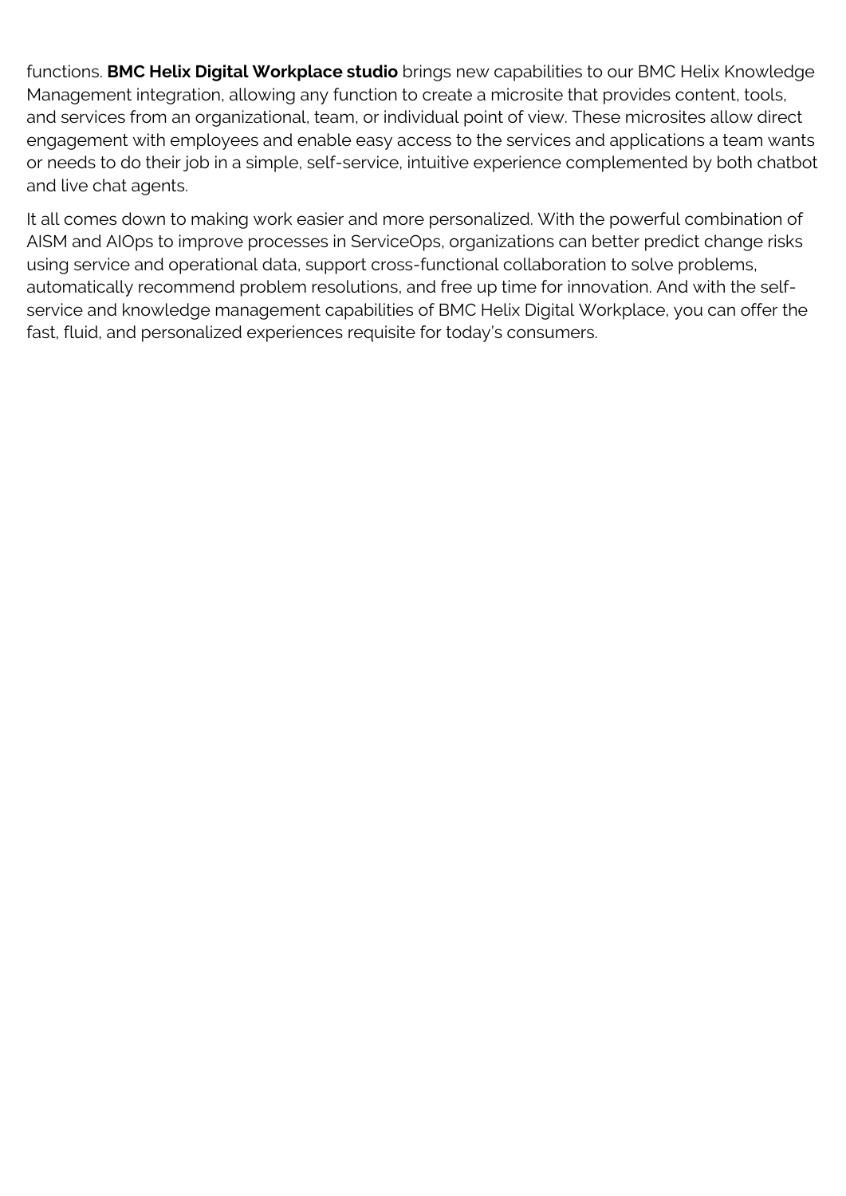functions. **BMC Helix Digital Workplace studio** brings new capabilities to our BMC Helix Knowledge Management integration, allowing any function to create a microsite that provides content, tools, and services from an organizational, team, or individual point of view. These microsites allow direct engagement with employees and enable easy access to the services and applications a team wants or needs to do their job in a simple, self-service, intuitive experience complemented by both chatbot and live chat agents.

It all comes down to making work easier and more personalized. With the powerful combination of AISM and AIOps to improve processes in ServiceOps, organizations can better predict change risks using service and operational data, support cross-functional collaboration to solve problems, automatically recommend problem resolutions, and free up time for innovation. And with the self-service and knowledge management capabilities of BMC Helix Digital Workplace, you can offer the fast, fluid, and personalized experiences requisite for today's consumers.